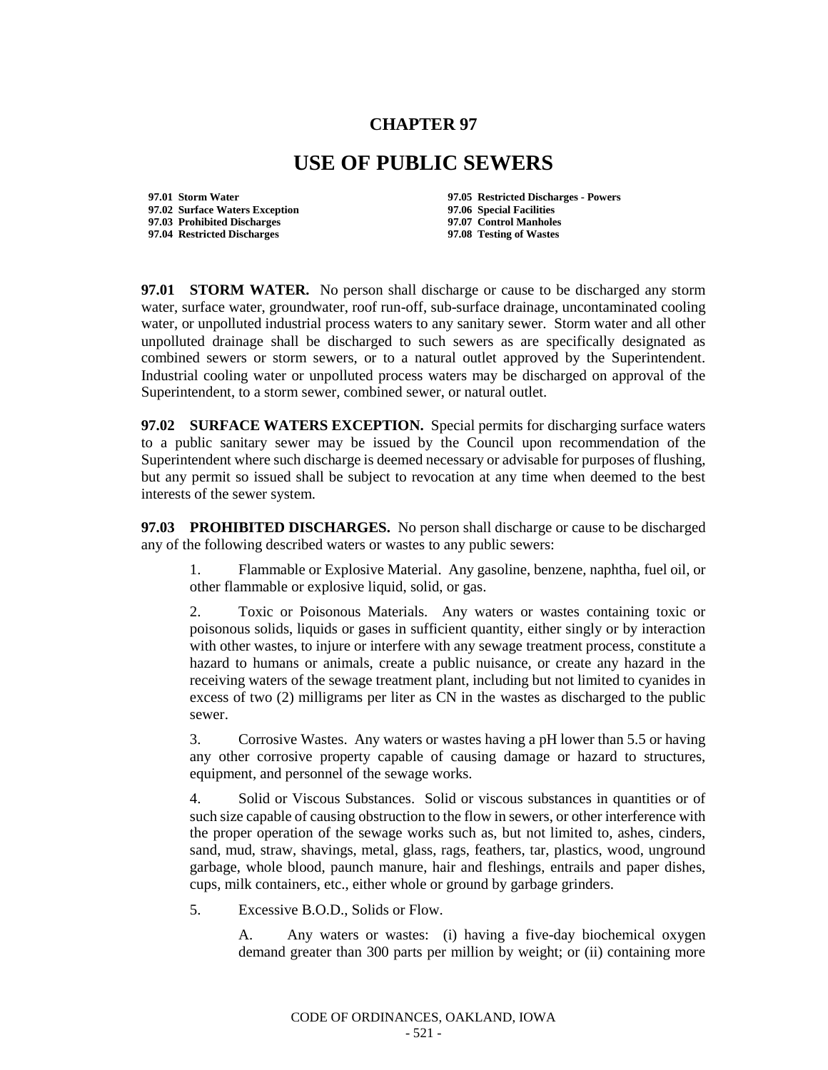# CHAPTER 97

# USE OF PUBLIC SEWERS

**97.01 Storm Water**
**97.02 Surface Waters Exception**
**97.03 Prohibited Discharges**
**97.04 Restricted Discharges**
**97.05 Restricted Discharges - Powers**
**97.06 Special Facilities**
**97.07 Control Manholes**
**97.08 Testing of Wastes**

**97.01 STORM WATER.** No person shall discharge or cause to be discharged any storm water, surface water, groundwater, roof run-off, sub-surface drainage, uncontaminated cooling water, or unpolluted industrial process waters to any sanitary sewer. Storm water and all other unpolluted drainage shall be discharged to such sewers as are specifically designated as combined sewers or storm sewers, or to a natural outlet approved by the Superintendent. Industrial cooling water or unpolluted process waters may be discharged on approval of the Superintendent, to a storm sewer, combined sewer, or natural outlet.

**97.02 SURFACE WATERS EXCEPTION.** Special permits for discharging surface waters to a public sanitary sewer may be issued by the Council upon recommendation of the Superintendent where such discharge is deemed necessary or advisable for purposes of flushing, but any permit so issued shall be subject to revocation at any time when deemed to the best interests of the sewer system.

**97.03 PROHIBITED DISCHARGES.** No person shall discharge or cause to be discharged any of the following described waters or wastes to any public sewers:

1. Flammable or Explosive Material. Any gasoline, benzene, naphtha, fuel oil, or other flammable or explosive liquid, solid, or gas.

2. Toxic or Poisonous Materials. Any waters or wastes containing toxic or poisonous solids, liquids or gases in sufficient quantity, either singly or by interaction with other wastes, to injure or interfere with any sewage treatment process, constitute a hazard to humans or animals, create a public nuisance, or create any hazard in the receiving waters of the sewage treatment plant, including but not limited to cyanides in excess of two (2) milligrams per liter as CN in the wastes as discharged to the public sewer.

3. Corrosive Wastes. Any waters or wastes having a pH lower than 5.5 or having any other corrosive property capable of causing damage or hazard to structures, equipment, and personnel of the sewage works.

4. Solid or Viscous Substances. Solid or viscous substances in quantities or of such size capable of causing obstruction to the flow in sewers, or other interference with the proper operation of the sewage works such as, but not limited to, ashes, cinders, sand, mud, straw, shavings, metal, glass, rags, feathers, tar, plastics, wood, unground garbage, whole blood, paunch manure, hair and fleshings, entrails and paper dishes, cups, milk containers, etc., either whole or ground by garbage grinders.

5. Excessive B.O.D., Solids or Flow.

   A. Any waters or wastes: (i) having a five-day biochemical oxygen demand greater than 300 parts per million by weight; or (ii) containing more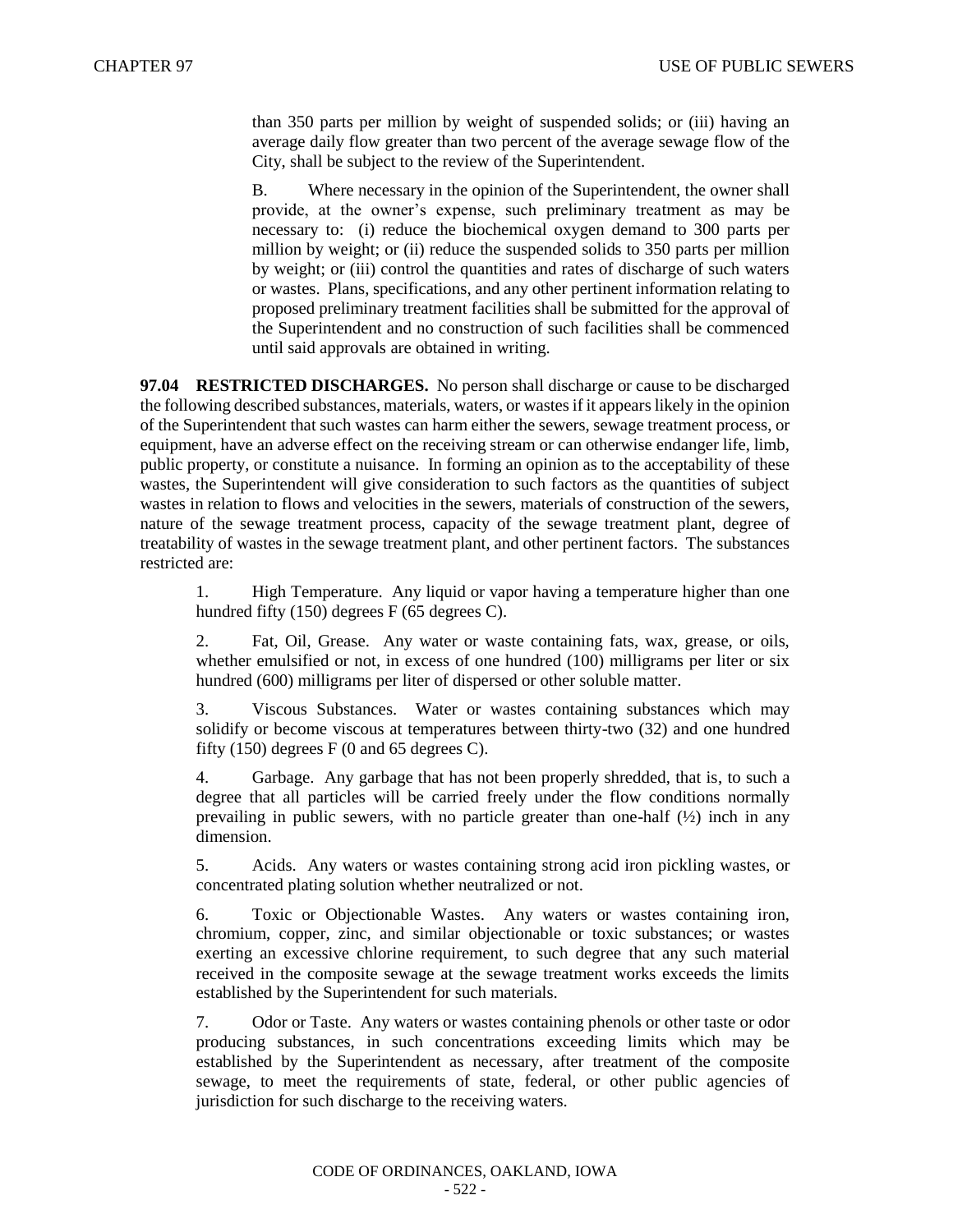than 350 parts per million by weight of suspended solids; or (iii) having an average daily flow greater than two percent of the average sewage flow of the City, shall be subject to the review of the Superintendent.

B. Where necessary in the opinion of the Superintendent, the owner shall provide, at the owner's expense, such preliminary treatment as may be necessary to: (i) reduce the biochemical oxygen demand to 300 parts per million by weight; or (ii) reduce the suspended solids to 350 parts per million by weight; or (iii) control the quantities and rates of discharge of such waters or wastes. Plans, specifications, and any other pertinent information relating to proposed preliminary treatment facilities shall be submitted for the approval of the Superintendent and no construction of such facilities shall be commenced until said approvals are obtained in writing.

**97.04 RESTRICTED DISCHARGES.** No person shall discharge or cause to be discharged the following described substances, materials, waters, or wastes if it appears likely in the opinion of the Superintendent that such wastes can harm either the sewers, sewage treatment process, or equipment, have an adverse effect on the receiving stream or can otherwise endanger life, limb, public property, or constitute a nuisance. In forming an opinion as to the acceptability of these wastes, the Superintendent will give consideration to such factors as the quantities of subject wastes in relation to flows and velocities in the sewers, materials of construction of the sewers, nature of the sewage treatment process, capacity of the sewage treatment plant, degree of treatability of wastes in the sewage treatment plant, and other pertinent factors. The substances restricted are:

1. High Temperature. Any liquid or vapor having a temperature higher than one hundred fifty (150) degrees F (65 degrees C).

2. Fat, Oil, Grease. Any water or waste containing fats, wax, grease, or oils, whether emulsified or not, in excess of one hundred (100) milligrams per liter or six hundred (600) milligrams per liter of dispersed or other soluble matter.

3. Viscous Substances. Water or wastes containing substances which may solidify or become viscous at temperatures between thirty-two (32) and one hundred fifty (150) degrees F (0 and 65 degrees C).

4. Garbage. Any garbage that has not been properly shredded, that is, to such a degree that all particles will be carried freely under the flow conditions normally prevailing in public sewers, with no particle greater than one-half (½) inch in any dimension.

5. Acids. Any waters or wastes containing strong acid iron pickling wastes, or concentrated plating solution whether neutralized or not.

6. Toxic or Objectionable Wastes. Any waters or wastes containing iron, chromium, copper, zinc, and similar objectionable or toxic substances; or wastes exerting an excessive chlorine requirement, to such degree that any such material received in the composite sewage at the sewage treatment works exceeds the limits established by the Superintendent for such materials.

7. Odor or Taste. Any waters or wastes containing phenols or other taste or odor producing substances, in such concentrations exceeding limits which may be established by the Superintendent as necessary, after treatment of the composite sewage, to meet the requirements of state, federal, or other public agencies of jurisdiction for such discharge to the receiving waters.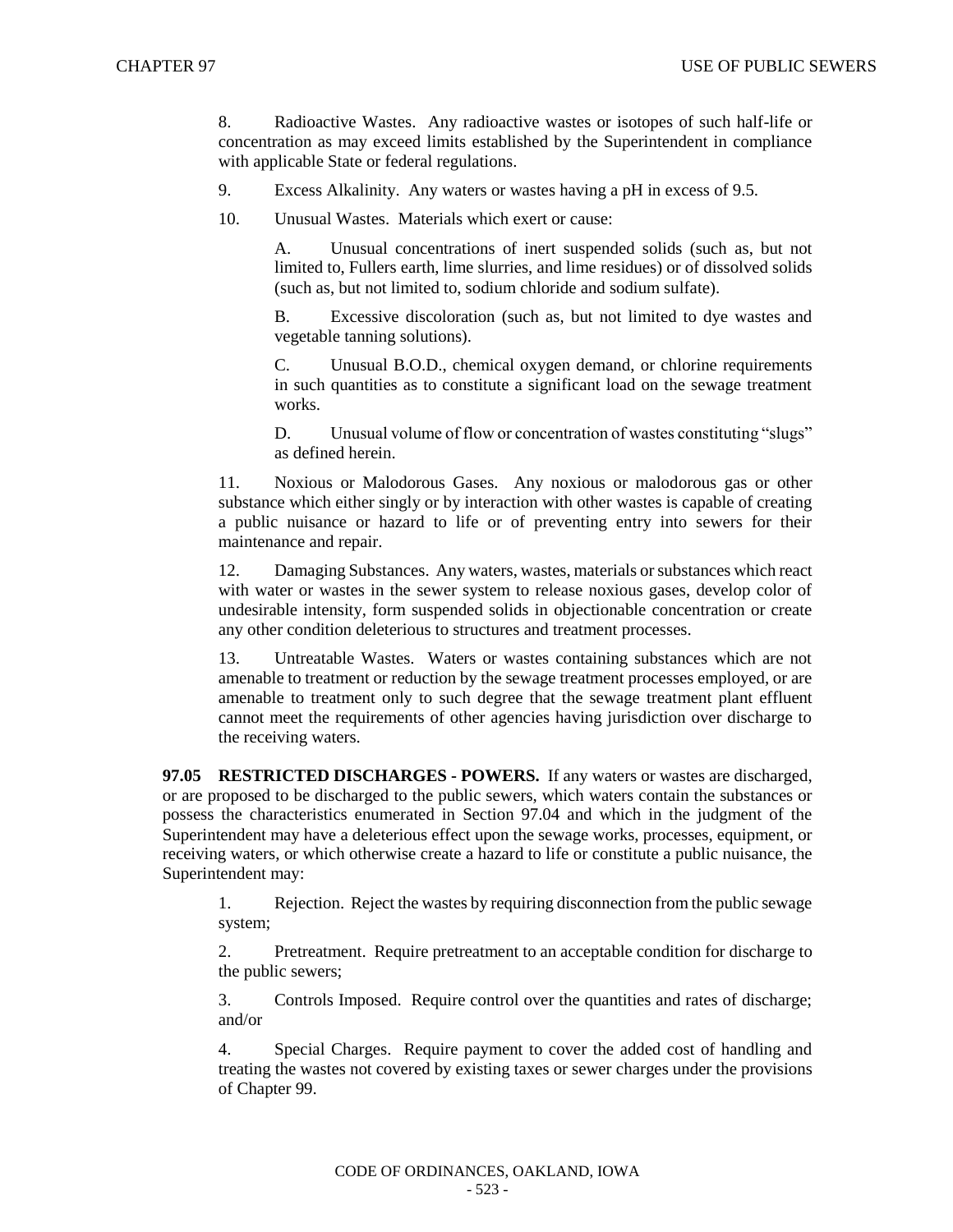8. Radioactive Wastes. Any radioactive wastes or isotopes of such half-life or concentration as may exceed limits established by the Superintendent in compliance with applicable State or federal regulations.

9. Excess Alkalinity. Any waters or wastes having a pH in excess of 9.5.

10. Unusual Wastes. Materials which exert or cause:

   A. Unusual concentrations of inert suspended solids (such as, but not limited to, Fullers earth, lime slurries, and lime residues) or of dissolved solids (such as, but not limited to, sodium chloride and sodium sulfate).

   B. Excessive discoloration (such as, but not limited to dye wastes and vegetable tanning solutions).

   C. Unusual B.O.D., chemical oxygen demand, or chlorine requirements in such quantities as to constitute a significant load on the sewage treatment works.

   D. Unusual volume of flow or concentration of wastes constituting "slugs" as defined herein.

11. Noxious or Malodorous Gases. Any noxious or malodorous gas or other substance which either singly or by interaction with other wastes is capable of creating a public nuisance or hazard to life or of preventing entry into sewers for their maintenance and repair.

12. Damaging Substances. Any waters, wastes, materials or substances which react with water or wastes in the sewer system to release noxious gases, develop color of undesirable intensity, form suspended solids in objectionable concentration or create any other condition deleterious to structures and treatment processes.

13. Untreatable Wastes. Waters or wastes containing substances which are not amenable to treatment or reduction by the sewage treatment processes employed, or are amenable to treatment only to such degree that the sewage treatment plant effluent cannot meet the requirements of other agencies having jurisdiction over discharge to the receiving waters.

**97.05 RESTRICTED DISCHARGES - POWERS.** If any waters or wastes are discharged, or are proposed to be discharged to the public sewers, which waters contain the substances or possess the characteristics enumerated in Section 97.04 and which in the judgment of the Superintendent may have a deleterious effect upon the sewage works, processes, equipment, or receiving waters, or which otherwise create a hazard to life or constitute a public nuisance, the Superintendent may:

1. Rejection. Reject the wastes by requiring disconnection from the public sewage system;

2. Pretreatment. Require pretreatment to an acceptable condition for discharge to the public sewers;

3. Controls Imposed. Require control over the quantities and rates of discharge; and/or

4. Special Charges. Require payment to cover the added cost of handling and treating the wastes not covered by existing taxes or sewer charges under the provisions of Chapter 99.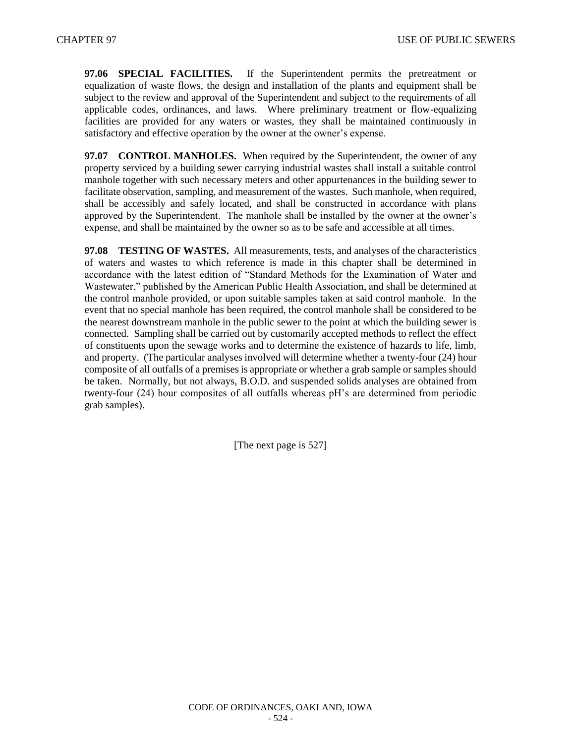**97.06 SPECIAL FACILITIES.** If the Superintendent permits the pretreatment or equalization of waste flows, the design and installation of the plants and equipment shall be subject to the review and approval of the Superintendent and subject to the requirements of all applicable codes, ordinances, and laws. Where preliminary treatment or flow-equalizing facilities are provided for any waters or wastes, they shall be maintained continuously in satisfactory and effective operation by the owner at the owner's expense.

**97.07 CONTROL MANHOLES.** When required by the Superintendent, the owner of any property serviced by a building sewer carrying industrial wastes shall install a suitable control manhole together with such necessary meters and other appurtenances in the building sewer to facilitate observation, sampling, and measurement of the wastes. Such manhole, when required, shall be accessibly and safely located, and shall be constructed in accordance with plans approved by the Superintendent. The manhole shall be installed by the owner at the owner's expense, and shall be maintained by the owner so as to be safe and accessible at all times.

**97.08 TESTING OF WASTES.** All measurements, tests, and analyses of the characteristics of waters and wastes to which reference is made in this chapter shall be determined in accordance with the latest edition of "Standard Methods for the Examination of Water and Wastewater," published by the American Public Health Association, and shall be determined at the control manhole provided, or upon suitable samples taken at said control manhole. In the event that no special manhole has been required, the control manhole shall be considered to be the nearest downstream manhole in the public sewer to the point at which the building sewer is connected. Sampling shall be carried out by customarily accepted methods to reflect the effect of constituents upon the sewage works and to determine the existence of hazards to life, limb, and property. (The particular analyses involved will determine whether a twenty-four (24) hour composite of all outfalls of a premises is appropriate or whether a grab sample or samples should be taken. Normally, but not always, B.O.D. and suspended solids analyses are obtained from twenty-four (24) hour composites of all outfalls whereas pH's are determined from periodic grab samples).

[The next page is 527]